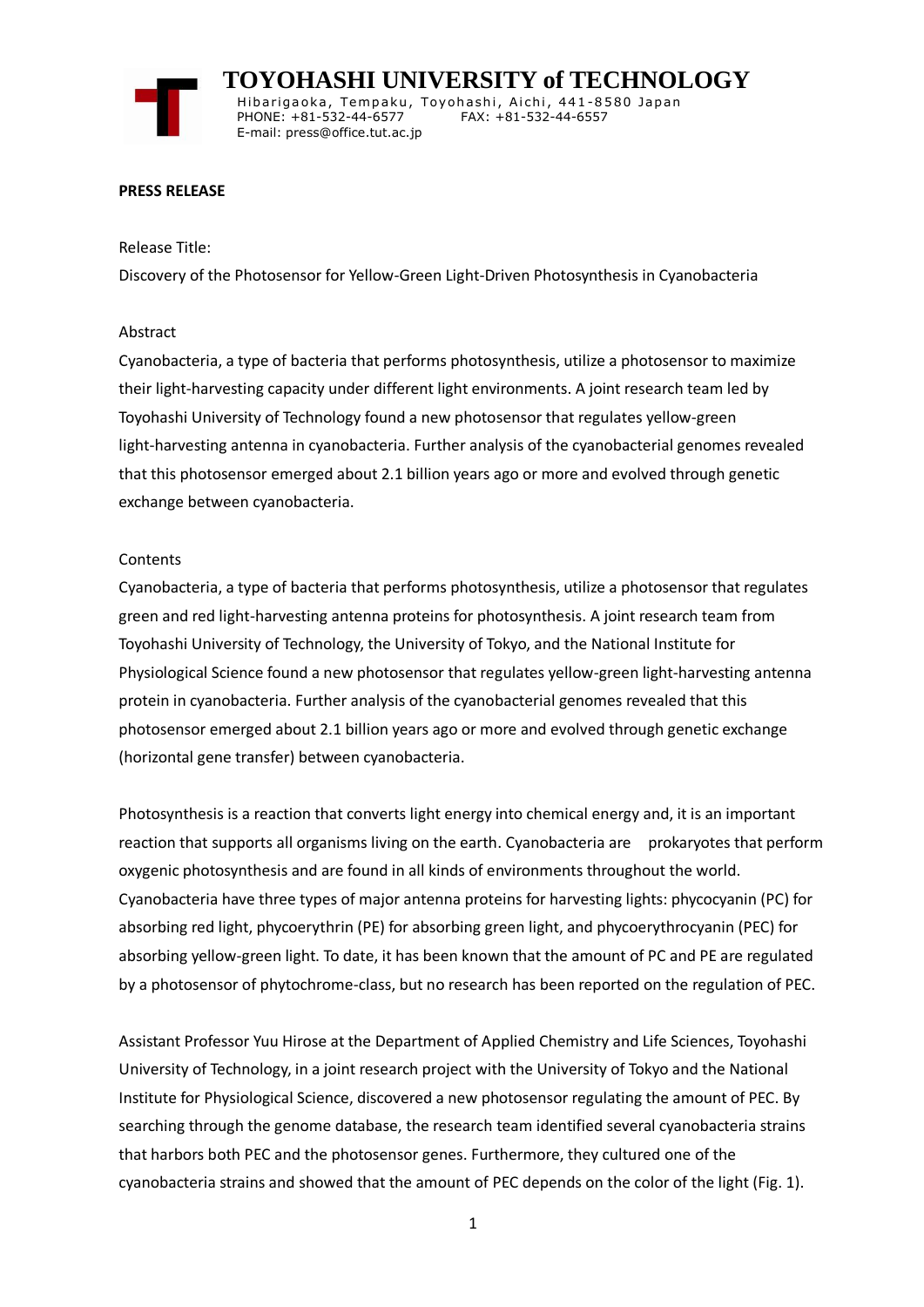# TOYOHASHI UNIVERSITY of TECHNOLOGY

Hibarigaoka, Tempaku, Toyohashi, Aichi, 441-8580 Japan
PHONE: +81-532-44-6577 FAX: +81-532-44-6557
E-mail: press@office.tut.ac.jp

**PRESS RELEASE**

Release Title:

Discovery of the Photosensor for Yellow-Green Light-Driven Photosynthesis in Cyanobacteria

Abstract

Cyanobacteria, a type of bacteria that performs photosynthesis, utilize a photosensor to maximize their light-harvesting capacity under different light environments. A joint research team led by Toyohashi University of Technology found a new photosensor that regulates yellow-green light-harvesting antenna in cyanobacteria. Further analysis of the cyanobacterial genomes revealed that this photosensor emerged about 2.1 billion years ago or more and evolved through genetic exchange between cyanobacteria.

Contents

Cyanobacteria, a type of bacteria that performs photosynthesis, utilize a photosensor that regulates green and red light-harvesting antenna proteins for photosynthesis. A joint research team from Toyohashi University of Technology, the University of Tokyo, and the National Institute for Physiological Science found a new photosensor that regulates yellow-green light-harvesting antenna protein in cyanobacteria. Further analysis of the cyanobacterial genomes revealed that this photosensor emerged about 2.1 billion years ago or more and evolved through genetic exchange (horizontal gene transfer) between cyanobacteria.

Photosynthesis is a reaction that converts light energy into chemical energy and, it is an important reaction that supports all organisms living on the earth. Cyanobacteria are prokaryotes that perform oxygenic photosynthesis and are found in all kinds of environments throughout the world. Cyanobacteria have three types of major antenna proteins for harvesting lights: phycocyanin (PC) for absorbing red light, phycoerythrin (PE) for absorbing green light, and phycoerythrocyanin (PEC) for absorbing yellow-green light. To date, it has been known that the amount of PC and PE are regulated by a photosensor of phytochrome-class, but no research has been reported on the regulation of PEC.

Assistant Professor Yuu Hirose at the Department of Applied Chemistry and Life Sciences, Toyohashi University of Technology, in a joint research project with the University of Tokyo and the National Institute for Physiological Science, discovered a new photosensor regulating the amount of PEC. By searching through the genome database, the research team identified several cyanobacteria strains that harbors both PEC and the photosensor genes. Furthermore, they cultured one of the cyanobacteria strains and showed that the amount of PEC depends on the color of the light (Fig. 1).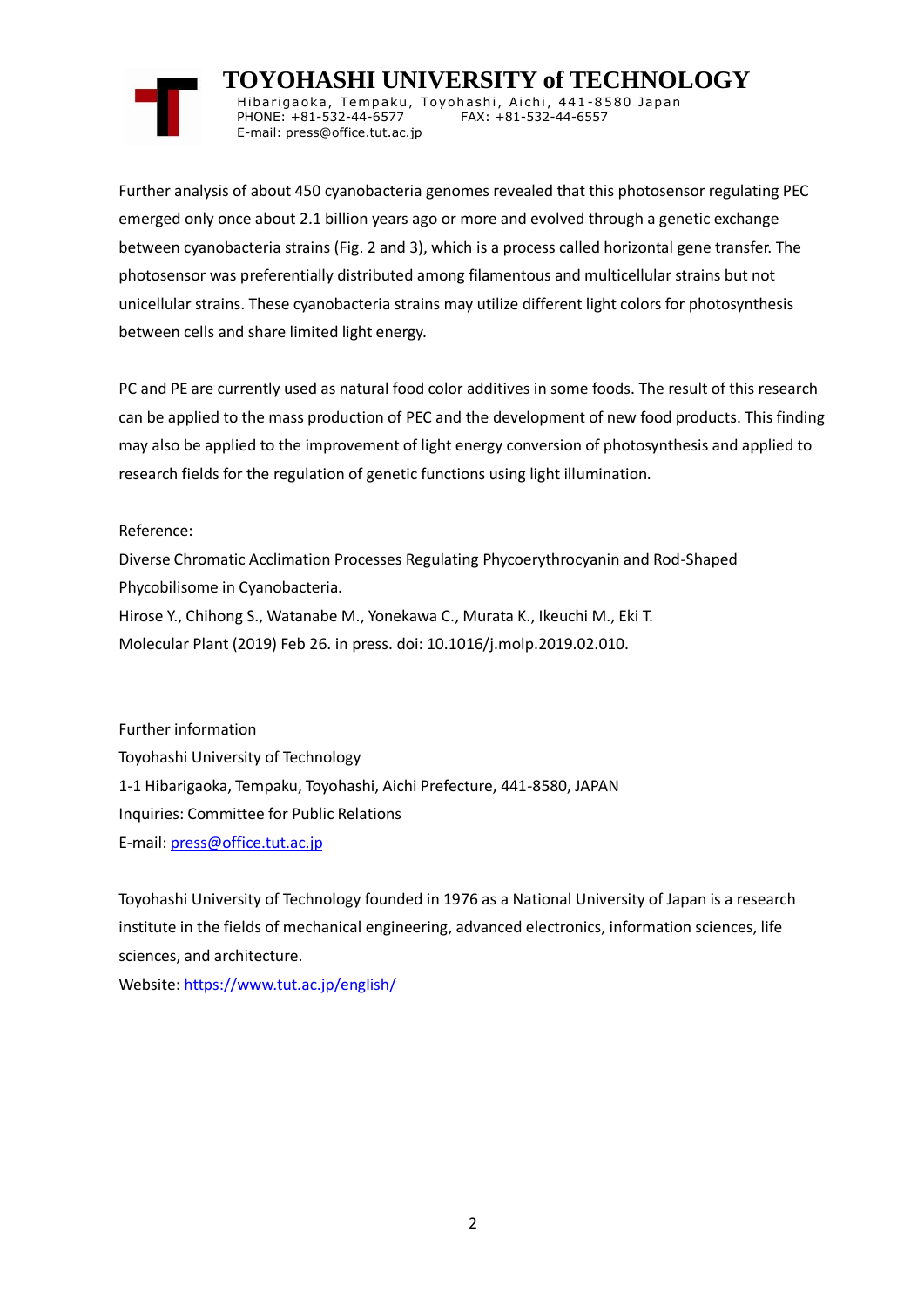Further analysis of about 450 cyanobacteria genomes revealed that this photosensor regulating PEC emerged only once about 2.1 billion years ago or more and evolved through a genetic exchange between cyanobacteria strains (Fig. 2 and 3), which is a process called horizontal gene transfer. The photosensor was preferentially distributed among filamentous and multicellular strains but not unicellular strains. These cyanobacteria strains may utilize different light colors for photosynthesis between cells and share limited light energy.

PC and PE are currently used as natural food color additives in some foods. The result of this research can be applied to the mass production of PEC and the development of new food products. This finding may also be applied to the improvement of light energy conversion of photosynthesis and applied to research fields for the regulation of genetic functions using light illumination.

Reference:

Diverse Chromatic Acclimation Processes Regulating Phycoerythrocyanin and Rod-Shaped Phycobilisome in Cyanobacteria.

Hirose Y., Chihong S., Watanabe M., Yonekawa C., Murata K., Ikeuchi M., Eki T.

Molecular Plant (2019) Feb 26. in press. doi: 10.1016/j.molp.2019.02.010.

Further information

Toyohashi University of Technology

1-1 Hibarigaoka, Tempaku, Toyohashi, Aichi Prefecture, 441-8580, JAPAN

Inquiries: Committee for Public Relations

E-mail: press@office.tut.ac.jp

Toyohashi University of Technology founded in 1976 as a National University of Japan is a research institute in the fields of mechanical engineering, advanced electronics, information sciences, life sciences, and architecture.

Website: https://www.tut.ac.jp/english/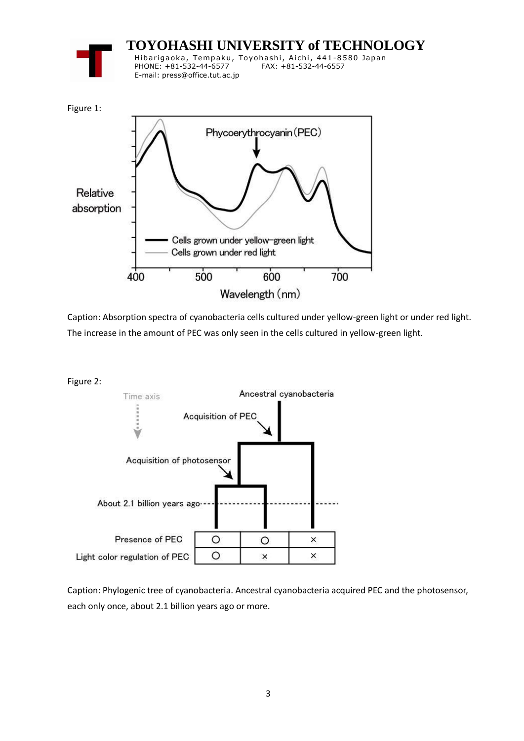Figure 1:

Phycoerythrocyanin (PEC)

Relative absorption

Cells grown under yellow-green light

Cells grown under red light

400

500

600

700

Wavelength (nm)

Caption: Absorption spectra of cyanobacteria cells cultured under yellow-green light or under red light. The increase in the amount of PEC was only seen in the cells cultured in yellow-green light.

Figure 2:

Time axis

Ancestral cyanobacteria

Acquisition of PEC

Acquisition of photosensor

About 2.1 billion years ago

Presence of PEC

○ ○ ×

Light color regulation of PEC

○ × ×

Caption: Phylogenic tree of cyanobacteria. Ancestral cyanobacteria acquired PEC and the photosensor, each only once, about 2.1 billion years ago or more.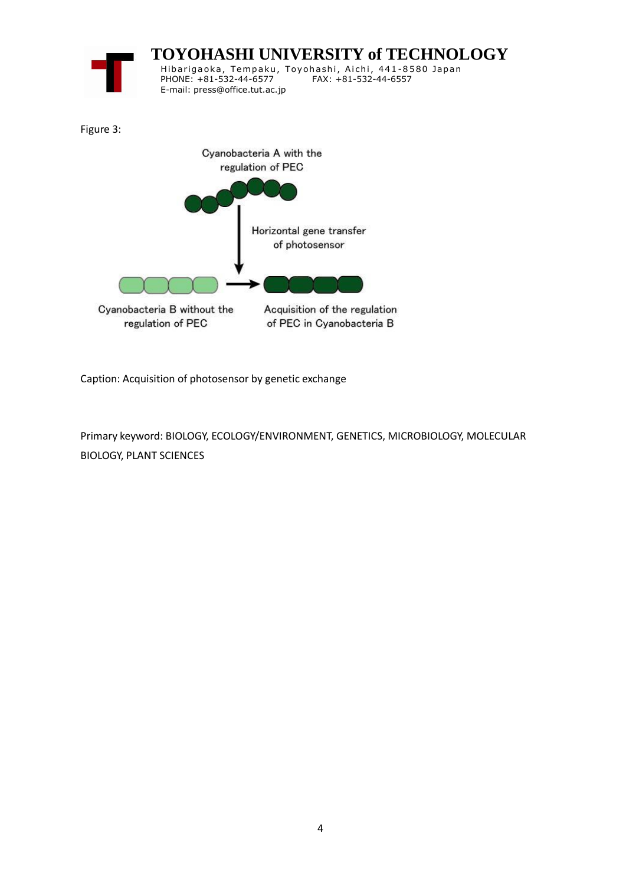Figure 3:

Cyanobacteria A with the regulation of PEC

Horizontal gene transfer of photosensor

Cyanobacteria B without the regulation of PEC

Acquisition of the regulation of PEC in Cyanobacteria B

Caption: Acquisition of photosensor by genetic exchange

Primary keyword: BIOLOGY, ECOLOGY/ENVIRONMENT, GENETICS, MICROBIOLOGY, MOLECULAR BIOLOGY, PLANT SCIENCES